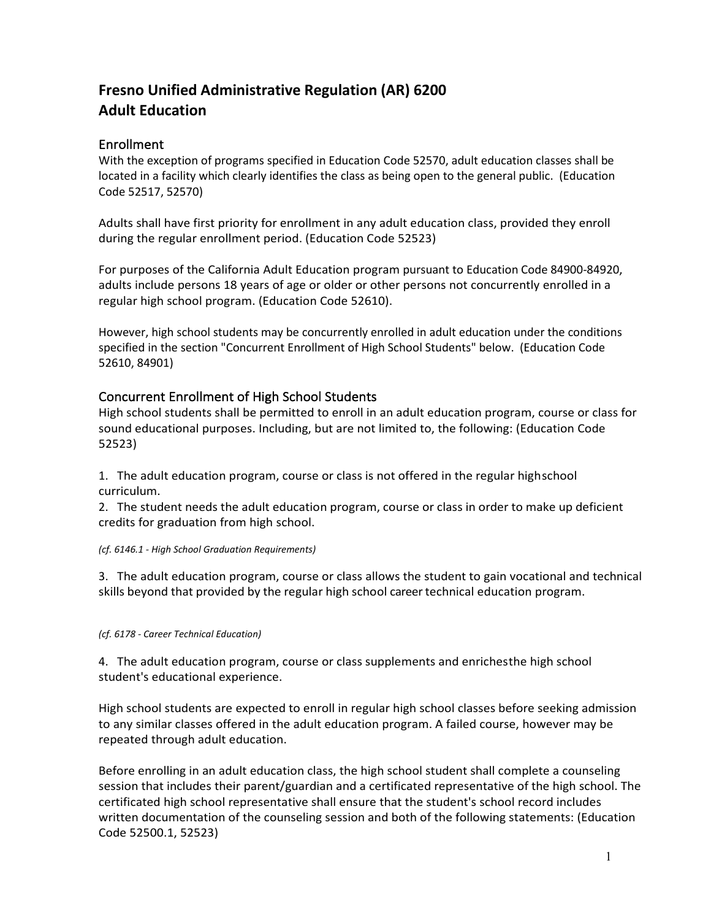# Fresno Unified Administrative Regulation (AR) 6200
# Adult Education

## Enrollment

With the exception of programs specified in Education Code 52570, adult education classes shall be located in a facility which clearly identifies the class as being open to the general public. (Education Code 52517, 52570)

Adults shall have first priority for enrollment in any adult education class, provided they enroll during the regular enrollment period. (Education Code 52523)

For purposes of the California Adult Education program pursuant to Education Code 84900-84920, adults include persons 18 years of age or older or other persons not concurrently enrolled in a regular high school program. (Education Code 52610).

However, high school students may be concurrently enrolled in adult education under the conditions specified in the section "Concurrent Enrollment of High School Students" below. (Education Code 52610, 84901)

## Concurrent Enrollment of High School Students

High school students shall be permitted to enroll in an adult education program, course or class for sound educational purposes. Including, but are not limited to, the following: (Education Code 52523)

1. The adult education program, course or class is not offered in the regular highschool curriculum.
2. The student needs the adult education program, course or class in order to make up deficient credits for graduation from high school.

*(cf. 6146.1 - High School Graduation Requirements)*

3. The adult education program, course or class allows the student to gain vocational and technical skills beyond that provided by the regular high school career technical education program.

*(cf. 6178 - Career Technical Education)*

4. The adult education program, course or class supplements and enrichesthe high school student's educational experience.

High school students are expected to enroll in regular high school classes before seeking admission to any similar classes offered in the adult education program. A failed course, however may be repeated through adult education.

Before enrolling in an adult education class, the high school student shall complete a counseling session that includes their parent/guardian and a certificated representative of the high school. The certificated high school representative shall ensure that the student's school record includes written documentation of the counseling session and both of the following statements: (Education Code 52500.1, 52523)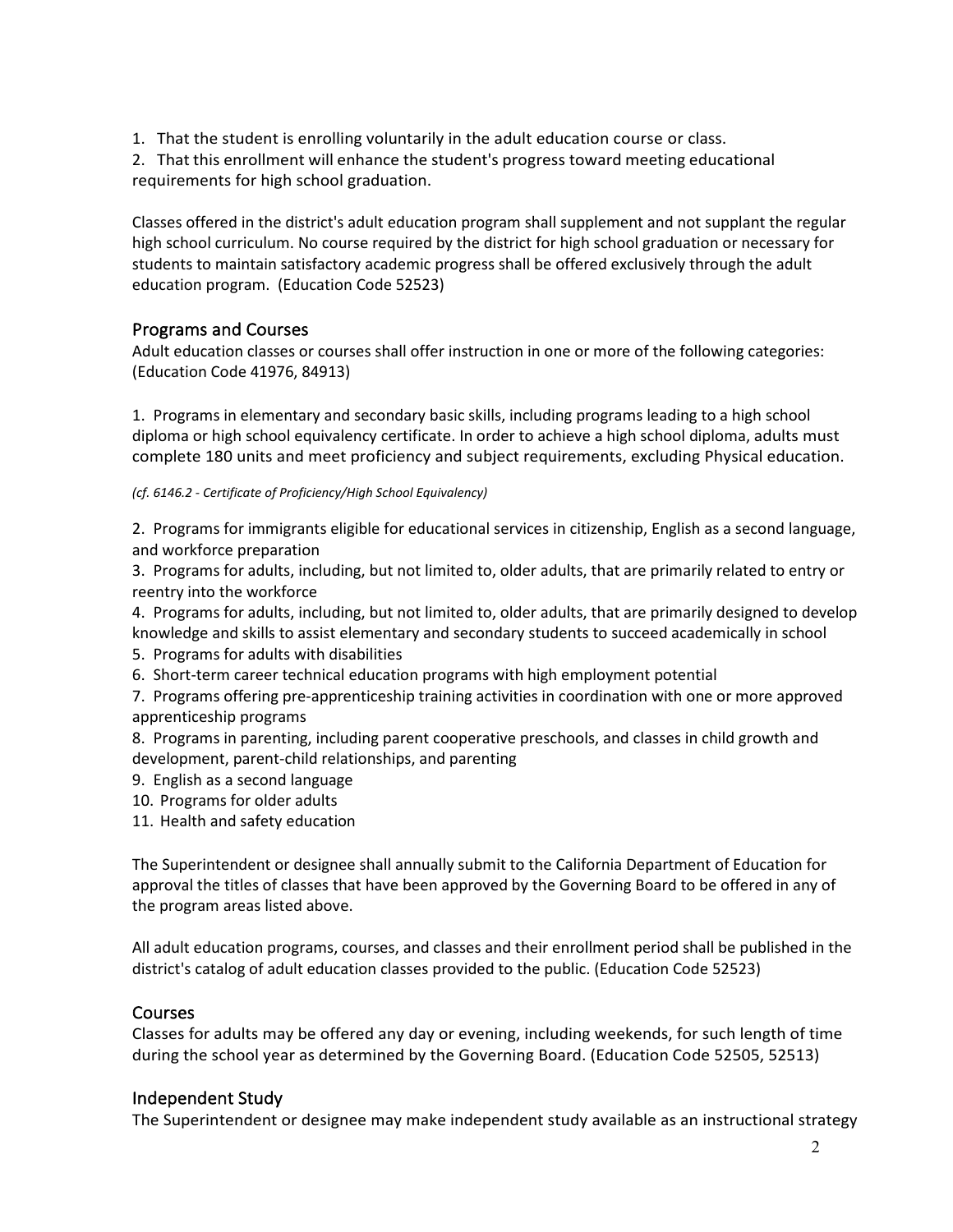1. That the student is enrolling voluntarily in the adult education course or class.
2. That this enrollment will enhance the student's progress toward meeting educational requirements for high school graduation.

Classes offered in the district's adult education program shall supplement and not supplant the regular high school curriculum. No course required by the district for high school graduation or necessary for students to maintain satisfactory academic progress shall be offered exclusively through the adult education program. (Education Code 52523)

## Programs and Courses

Adult education classes or courses shall offer instruction in one or more of the following categories: (Education Code 41976, 84913)

1. Programs in elementary and secondary basic skills, including programs leading to a high school diploma or high school equivalency certificate. In order to achieve a high school diploma, adults must complete 180 units and meet proficiency and subject requirements, excluding Physical education.

*(cf. 6146.2 - Certificate of Proficiency/High School Equivalency)*

2. Programs for immigrants eligible for educational services in citizenship, English as a second language, and workforce preparation
3. Programs for adults, including, but not limited to, older adults, that are primarily related to entry or reentry into the workforce
4. Programs for adults, including, but not limited to, older adults, that are primarily designed to develop knowledge and skills to assist elementary and secondary students to succeed academically in school
5. Programs for adults with disabilities
6. Short-term career technical education programs with high employment potential
7. Programs offering pre-apprenticeship training activities in coordination with one or more approved apprenticeship programs
8. Programs in parenting, including parent cooperative preschools, and classes in child growth and development, parent-child relationships, and parenting
9. English as a second language
10. Programs for older adults
11. Health and safety education

The Superintendent or designee shall annually submit to the California Department of Education for approval the titles of classes that have been approved by the Governing Board to be offered in any of the program areas listed above.

All adult education programs, courses, and classes and their enrollment period shall be published in the district's catalog of adult education classes provided to the public. (Education Code 52523)

## Courses

Classes for adults may be offered any day or evening, including weekends, for such length of time during the school year as determined by the Governing Board. (Education Code 52505, 52513)

## Independent Study

The Superintendent or designee may make independent study available as an instructional strategy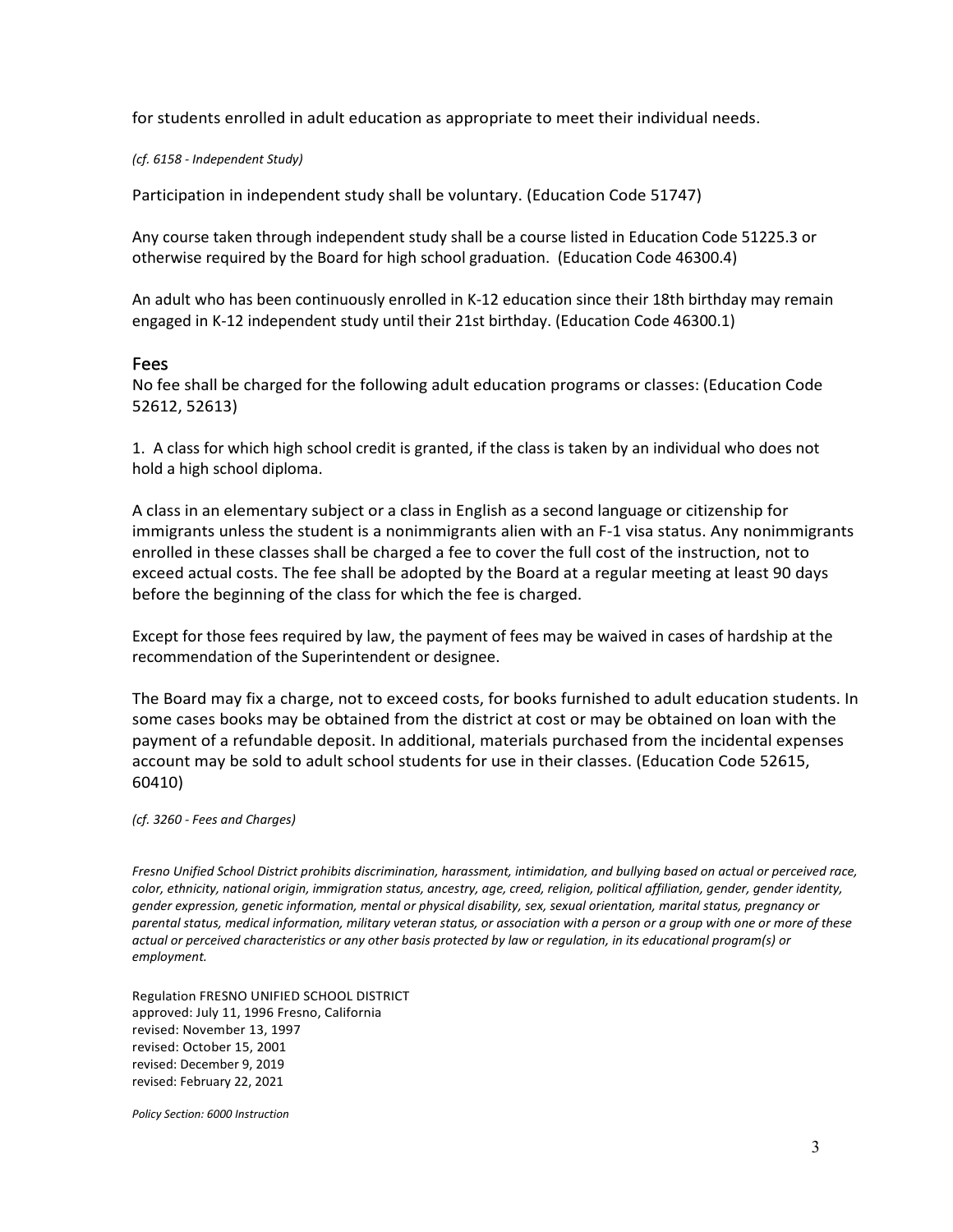for students enrolled in adult education as appropriate to meet their individual needs.

*(cf. 6158 - Independent Study)*

Participation in independent study shall be voluntary. (Education Code 51747)

Any course taken through independent study shall be a course listed in Education Code 51225.3 or otherwise required by the Board for high school graduation. (Education Code 46300.4)

An adult who has been continuously enrolled in K-12 education since their 18th birthday may remain engaged in K-12 independent study until their 21st birthday. (Education Code 46300.1)

## Fees

No fee shall be charged for the following adult education programs or classes: (Education Code 52612, 52613)

1. A class for which high school credit is granted, if the class is taken by an individual who does not hold a high school diploma.

A class in an elementary subject or a class in English as a second language or citizenship for immigrants unless the student is a nonimmigrants alien with an F-1 visa status. Any nonimmigrants enrolled in these classes shall be charged a fee to cover the full cost of the instruction, not to exceed actual costs. The fee shall be adopted by the Board at a regular meeting at least 90 days before the beginning of the class for which the fee is charged.

Except for those fees required by law, the payment of fees may be waived in cases of hardship at the recommendation of the Superintendent or designee.

The Board may fix a charge, not to exceed costs, for books furnished to adult education students. In some cases books may be obtained from the district at cost or may be obtained on loan with the payment of a refundable deposit. In additional, materials purchased from the incidental expenses account may be sold to adult school students for use in their classes. (Education Code 52615, 60410)

*(cf. 3260 - Fees and Charges)*

*Fresno Unified School District prohibits discrimination, harassment, intimidation, and bullying based on actual or perceived race, color, ethnicity, national origin, immigration status, ancestry, age, creed, religion, political affiliation, gender, gender identity, gender expression, genetic information, mental or physical disability, sex, sexual orientation, marital status, pregnancy or parental status, medical information, military veteran status, or association with a person or a group with one or more of these actual or perceived characteristics or any other basis protected by law or regulation, in its educational program(s) or employment.*

Regulation FRESNO UNIFIED SCHOOL DISTRICT
approved: July 11, 1996 Fresno, California
revised: November 13, 1997
revised: October 15, 2001
revised: December 9, 2019
revised: February 22, 2021

*Policy Section: 6000 Instruction*